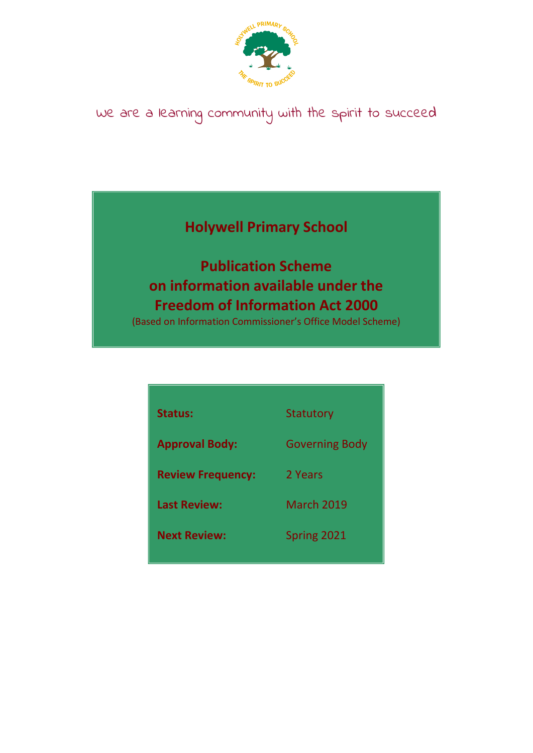we are a learning community with the spirit to succeed

# Holywell Primary School

# Publication Scheme on information available under the Freedom of Information Act 2000

(Based on Information Commissioner's Office Model Scheme)

| | |
|---|---|
| **Status:** | Statutory |
| **Approval Body:** | Governing Body |
| **Review Frequency:** | 2 Years |
| **Last Review:** | March 2019 |
| **Next Review:** | Spring 2021 |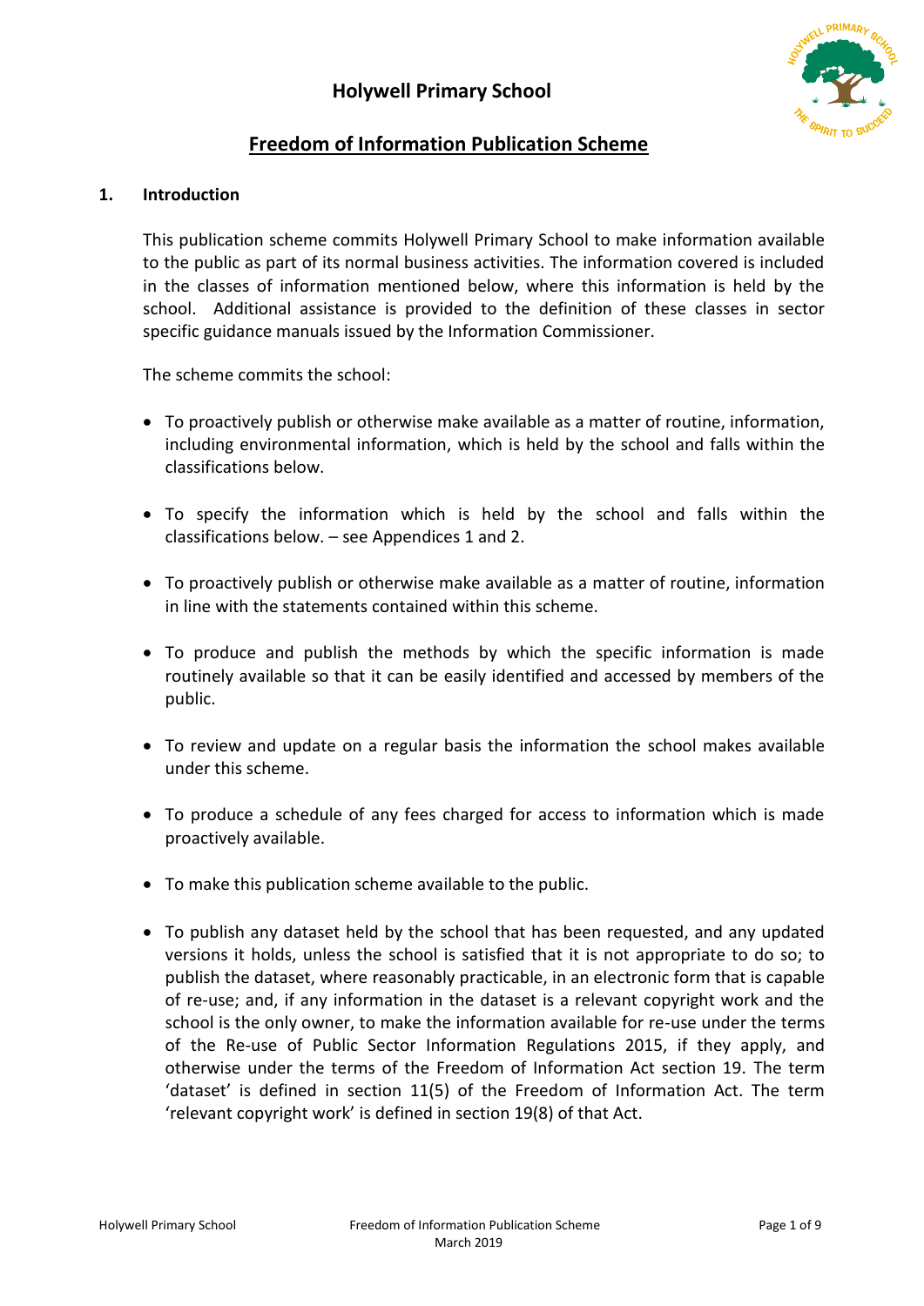# Holywell Primary School

## Freedom of Information Publication Scheme

### 1. Introduction

This publication scheme commits Holywell Primary School to make information available to the public as part of its normal business activities. The information covered is included in the classes of information mentioned below, where this information is held by the school. Additional assistance is provided to the definition of these classes in sector specific guidance manuals issued by the Information Commissioner.

The scheme commits the school:

- To proactively publish or otherwise make available as a matter of routine, information, including environmental information, which is held by the school and falls within the classifications below.
- To specify the information which is held by the school and falls within the classifications below. – see Appendices 1 and 2.
- To proactively publish or otherwise make available as a matter of routine, information in line with the statements contained within this scheme.
- To produce and publish the methods by which the specific information is made routinely available so that it can be easily identified and accessed by members of the public.
- To review and update on a regular basis the information the school makes available under this scheme.
- To produce a schedule of any fees charged for access to information which is made proactively available.
- To make this publication scheme available to the public.
- To publish any dataset held by the school that has been requested, and any updated versions it holds, unless the school is satisfied that it is not appropriate to do so; to publish the dataset, where reasonably practicable, in an electronic form that is capable of re-use; and, if any information in the dataset is a relevant copyright work and the school is the only owner, to make the information available for re-use under the terms of the Re-use of Public Sector Information Regulations 2015, if they apply, and otherwise under the terms of the Freedom of Information Act section 19. The term 'dataset' is defined in section 11(5) of the Freedom of Information Act. The term 'relevant copyright work' is defined in section 19(8) of that Act.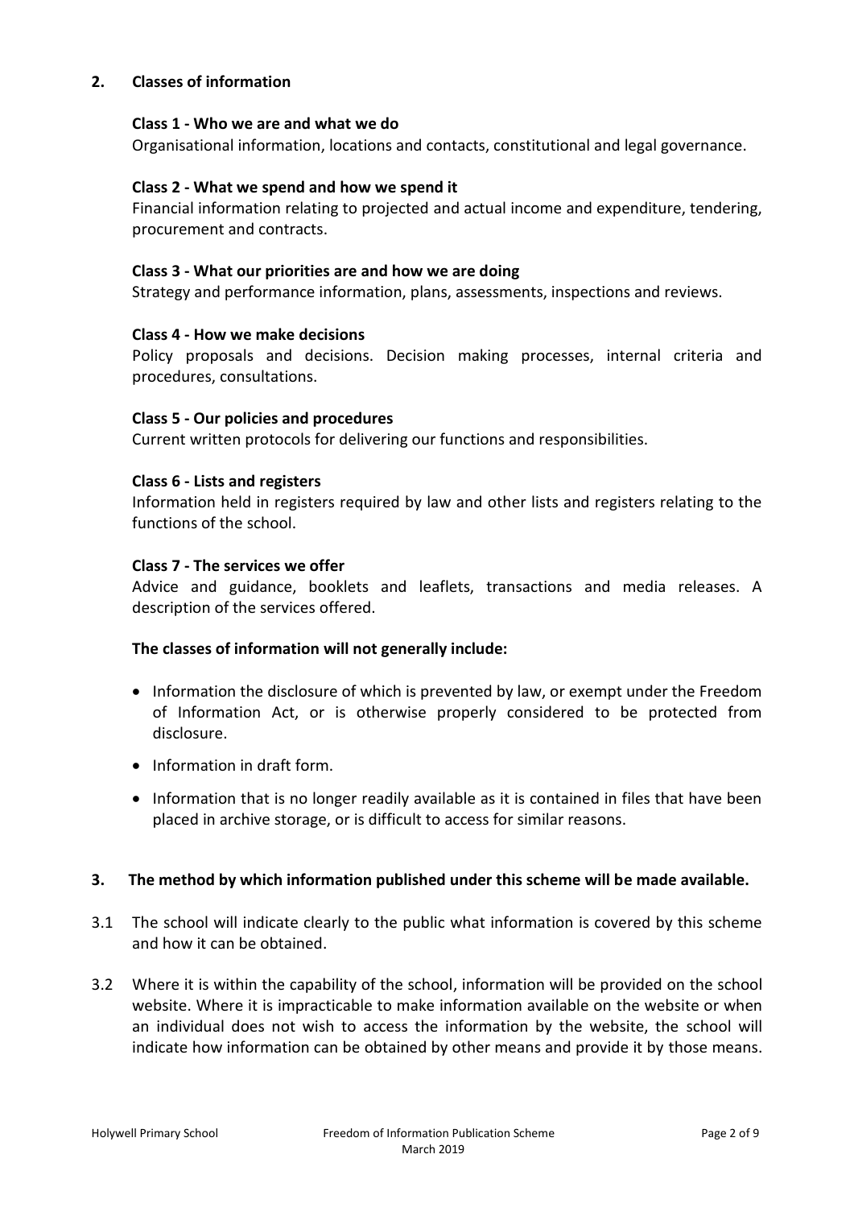## 2. Classes of information

**Class 1 - Who we are and what we do**

Organisational information, locations and contacts, constitutional and legal governance.

**Class 2 - What we spend and how we spend it**

Financial information relating to projected and actual income and expenditure, tendering, procurement and contracts.

**Class 3 - What our priorities are and how we are doing**

Strategy and performance information, plans, assessments, inspections and reviews.

**Class 4 - How we make decisions**

Policy proposals and decisions. Decision making processes, internal criteria and procedures, consultations.

**Class 5 - Our policies and procedures**

Current written protocols for delivering our functions and responsibilities.

**Class 6 - Lists and registers**

Information held in registers required by law and other lists and registers relating to the functions of the school.

**Class 7 - The services we offer**

Advice and guidance, booklets and leaflets, transactions and media releases. A description of the services offered.

**The classes of information will not generally include:**

- Information the disclosure of which is prevented by law, or exempt under the Freedom of Information Act, or is otherwise properly considered to be protected from disclosure.
- Information in draft form.
- Information that is no longer readily available as it is contained in files that have been placed in archive storage, or is difficult to access for similar reasons.

## 3. The method by which information published under this scheme will be made available.

3.1 The school will indicate clearly to the public what information is covered by this scheme and how it can be obtained.

3.2 Where it is within the capability of the school, information will be provided on the school website. Where it is impracticable to make information available on the website or when an individual does not wish to access the information by the website, the school will indicate how information can be obtained by other means and provide it by those means.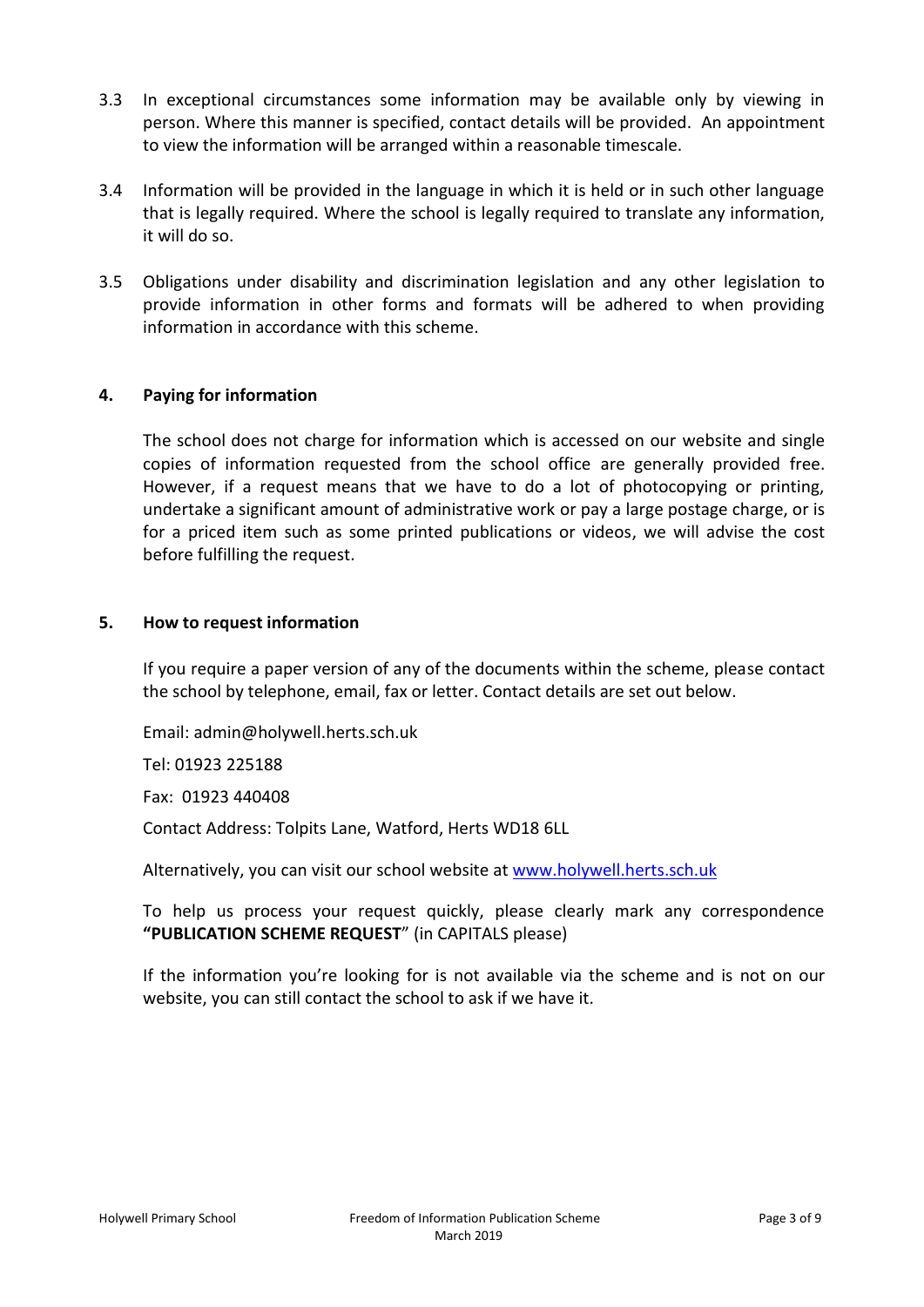3.3 In exceptional circumstances some information may be available only by viewing in person. Where this manner is specified, contact details will be provided. An appointment to view the information will be arranged within a reasonable timescale.

3.4 Information will be provided in the language in which it is held or in such other language that is legally required. Where the school is legally required to translate any information, it will do so.

3.5 Obligations under disability and discrimination legislation and any other legislation to provide information in other forms and formats will be adhered to when providing information in accordance with this scheme.

## 4. Paying for information

The school does not charge for information which is accessed on our website and single copies of information requested from the school office are generally provided free. However, if a request means that we have to do a lot of photocopying or printing, undertake a significant amount of administrative work or pay a large postage charge, or is for a priced item such as some printed publications or videos, we will advise the cost before fulfilling the request.

## 5. How to request information

If you require a paper version of any of the documents within the scheme, please contact the school by telephone, email, fax or letter. Contact details are set out below.

Email: admin@holywell.herts.sch.uk

Tel: 01923 225188

Fax: 01923 440408

Contact Address: Tolpits Lane, Watford, Herts WD18 6LL

Alternatively, you can visit our school website at [www.holywell.herts.sch.uk](http://www.holywell.herts.sch.uk)

To help us process your request quickly, please clearly mark any correspondence **"PUBLICATION SCHEME REQUEST**" (in CAPITALS please)

If the information you're looking for is not available via the scheme and is not on our website, you can still contact the school to ask if we have it.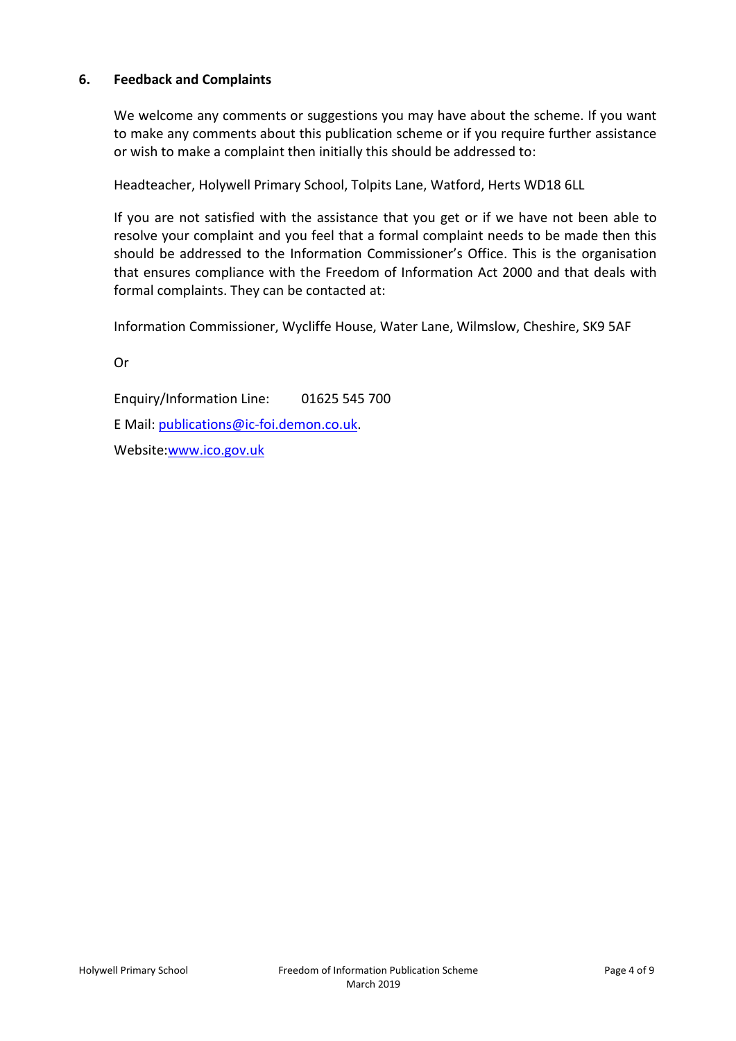## 6. Feedback and Complaints

We welcome any comments or suggestions you may have about the scheme. If you want to make any comments about this publication scheme or if you require further assistance or wish to make a complaint then initially this should be addressed to:

Headteacher, Holywell Primary School, Tolpits Lane, Watford, Herts WD18 6LL

If you are not satisfied with the assistance that you get or if we have not been able to resolve your complaint and you feel that a formal complaint needs to be made then this should be addressed to the Information Commissioner's Office. This is the organisation that ensures compliance with the Freedom of Information Act 2000 and that deals with formal complaints. They can be contacted at:

Information Commissioner, Wycliffe House, Water Lane, Wilmslow, Cheshire, SK9 5AF

Or

Enquiry/Information Line: 01625 545 700

E Mail: [publications@ic-foi.demon.co.uk](mailto:publications@ic-foi.demon.co.uk).

Website:[www.ico.gov.uk](http://www.ico.gov.uk)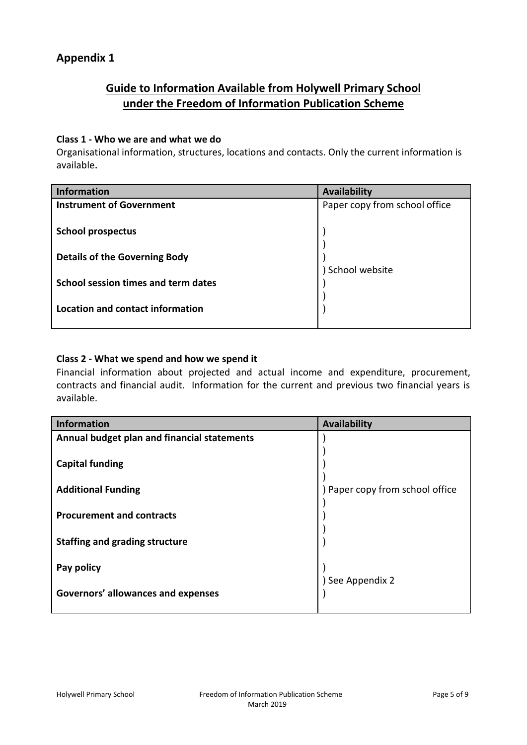## Appendix 1

# Guide to Information Available from Holywell Primary School under the Freedom of Information Publication Scheme

### Class 1 - Who we are and what we do

Organisational information, structures, locations and contacts. Only the current information is available.

| Information | Availability |
| --- | --- |
| **Instrument of Government** | Paper copy from school office |
| **School prospectus** | School website |
| **Details of the Governing Body** | School website |
| **School session times and term dates** | School website |
| **Location and contact information** | School website |

### Class 2 - What we spend and how we spend it

Financial information about projected and actual income and expenditure, procurement, contracts and financial audit. Information for the current and previous two financial years is available.

| Information | Availability |
| --- | --- |
| **Annual budget plan and financial statements** | Paper copy from school office |
| **Capital funding** | Paper copy from school office |
| **Additional Funding** | Paper copy from school office |
| **Procurement and contracts** | Paper copy from school office |
| **Staffing and grading structure** | Paper copy from school office |
| **Pay policy** | See Appendix 2 |
| **Governors' allowances and expenses** | See Appendix 2 |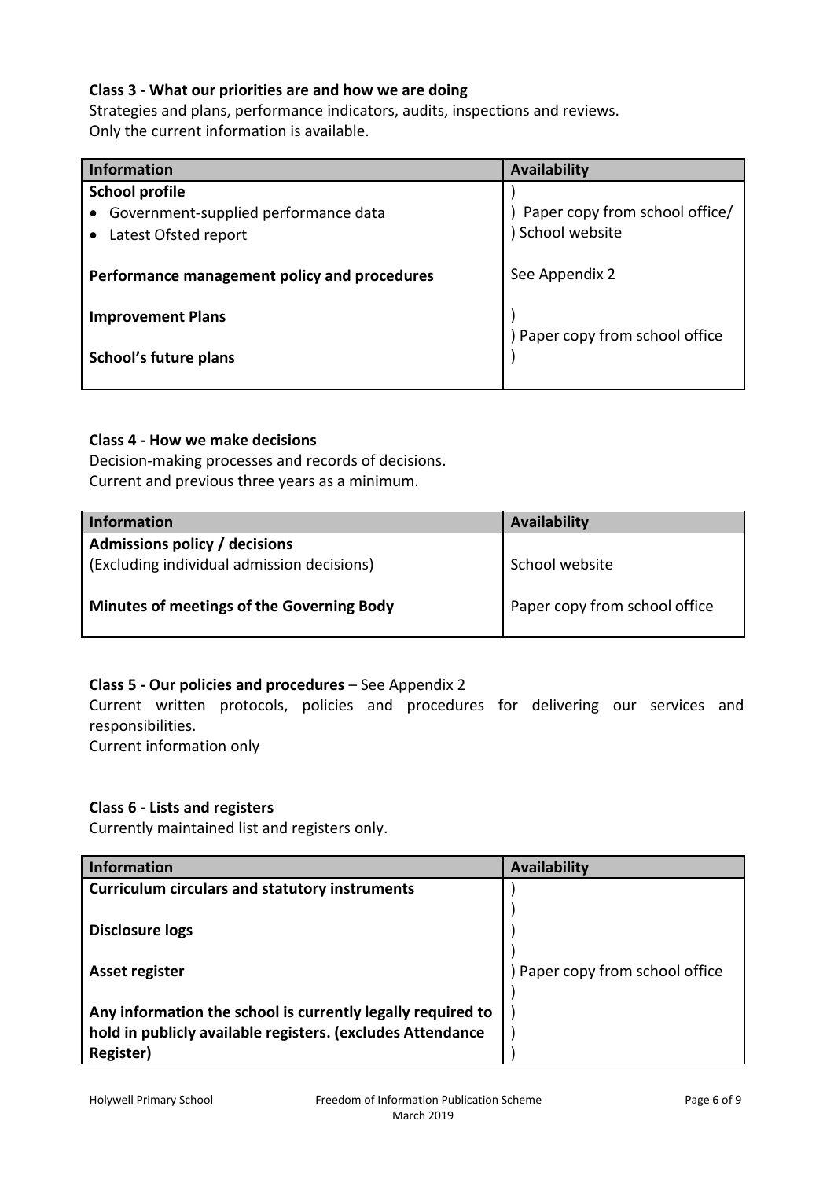**Class 3 - What our priorities are and how we are doing**

Strategies and plans, performance indicators, audits, inspections and reviews.
Only the current information is available.

| Information | Availability |
| --- | --- |
| **School profile**<br>• Government-supplied performance data<br>• Latest Ofsted report | Paper copy from school office/ School website |
| **Performance management policy and procedures** | See Appendix 2 |
| **Improvement Plans**<br><br>**School's future plans** | Paper copy from school office |

**Class 4 - How we make decisions**

Decision-making processes and records of decisions.
Current and previous three years as a minimum.

| Information | Availability |
| --- | --- |
| **Admissions policy / decisions**<br>(Excluding individual admission decisions) | School website |
| **Minutes of meetings of the Governing Body** | Paper copy from school office |

**Class 5 - Our policies and procedures** – See Appendix 2

Current written protocols, policies and procedures for delivering our services and responsibilities.
Current information only

**Class 6 - Lists and registers**

Currently maintained list and registers only.

| Information | Availability |
| --- | --- |
| **Curriculum circulars and statutory instruments**<br><br>**Disclosure logs**<br><br>**Asset register**<br><br>**Any information the school is currently legally required to hold in publicly available registers. (excludes Attendance Register)** | Paper copy from school office |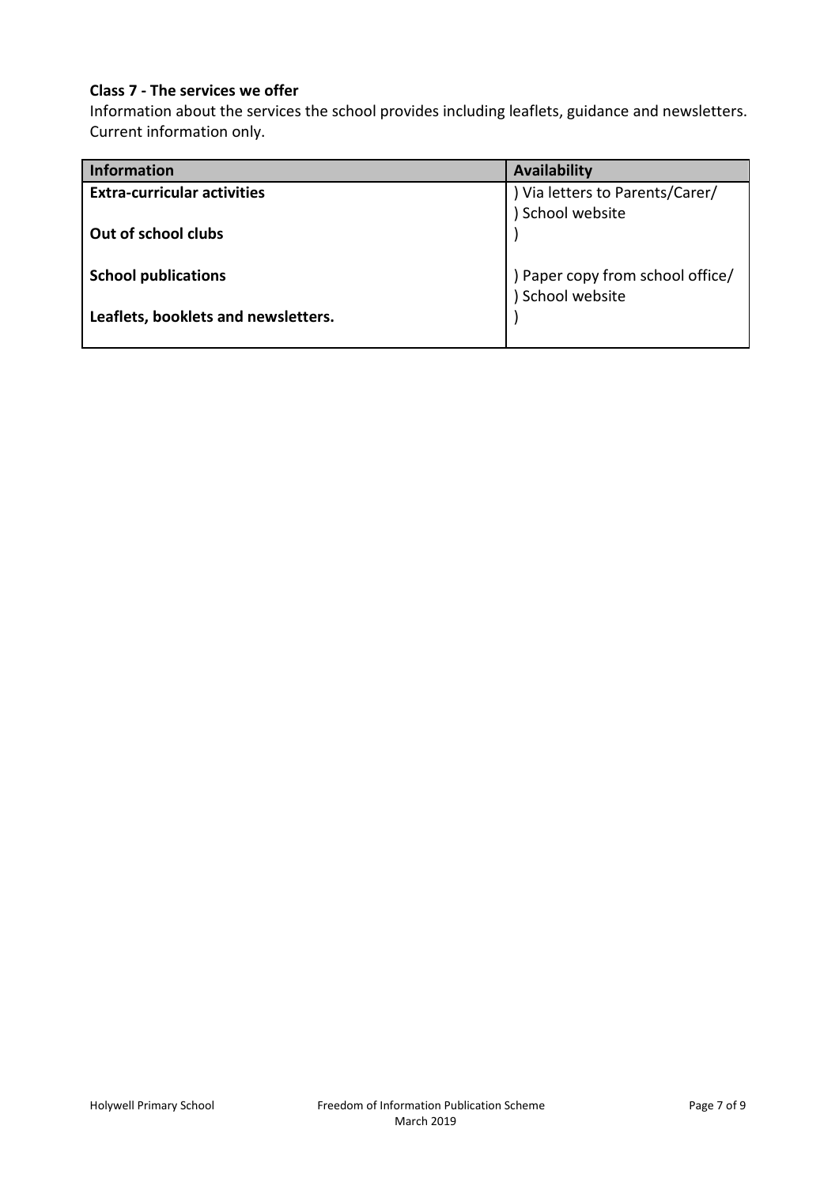**Class 7 - The services we offer**

Information about the services the school provides including leaflets, guidance and newsletters. Current information only.

| Information | Availability |
| --- | --- |
| **Extra-curricular activities** | ) Via letters to Parents/Carer/<br>) School website |
| **Out of school clubs** | ) |
| **School publications** | ) Paper copy from school office/<br>) School website |
| **Leaflets, booklets and newsletters.** | ) |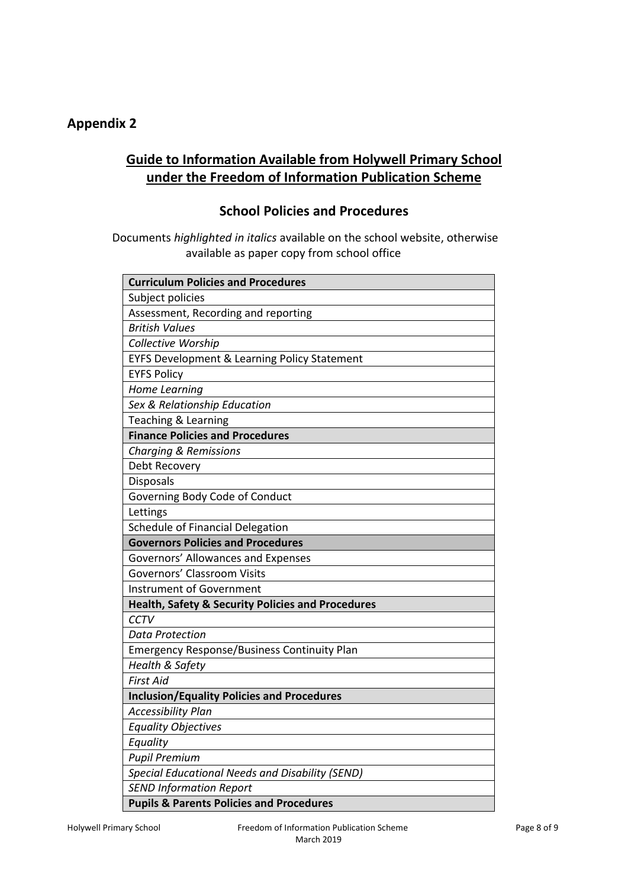## Appendix 2

## Guide to Information Available from Holywell Primary School under the Freedom of Information Publication Scheme

### School Policies and Procedures

Documents *highlighted in italics* available on the school website, otherwise available as paper copy from school office

| **Curriculum Policies and Procedures** |
|---|
| Subject policies |
| Assessment, Recording and reporting |
| *British Values* |
| *Collective Worship* |
| EYFS Development & Learning Policy Statement |
| EYFS Policy |
| *Home Learning* |
| *Sex & Relationship Education* |
| Teaching & Learning |
| **Finance Policies and Procedures** |
| *Charging & Remissions* |
| Debt Recovery |
| Disposals |
| Governing Body Code of Conduct |
| Lettings |
| Schedule of Financial Delegation |
| **Governors Policies and Procedures** |
| Governors' Allowances and Expenses |
| Governors' Classroom Visits |
| Instrument of Government |
| **Health, Safety & Security Policies and Procedures** |
| *CCTV* |
| *Data Protection* |
| Emergency Response/Business Continuity Plan |
| *Health & Safety* |
| *First Aid* |
| **Inclusion/Equality Policies and Procedures** |
| *Accessibility Plan* |
| *Equality Objectives* |
| *Equality* |
| *Pupil Premium* |
| *Special Educational Needs and Disability (SEND)* |
| *SEND Information Report* |
| **Pupils & Parents Policies and Procedures** |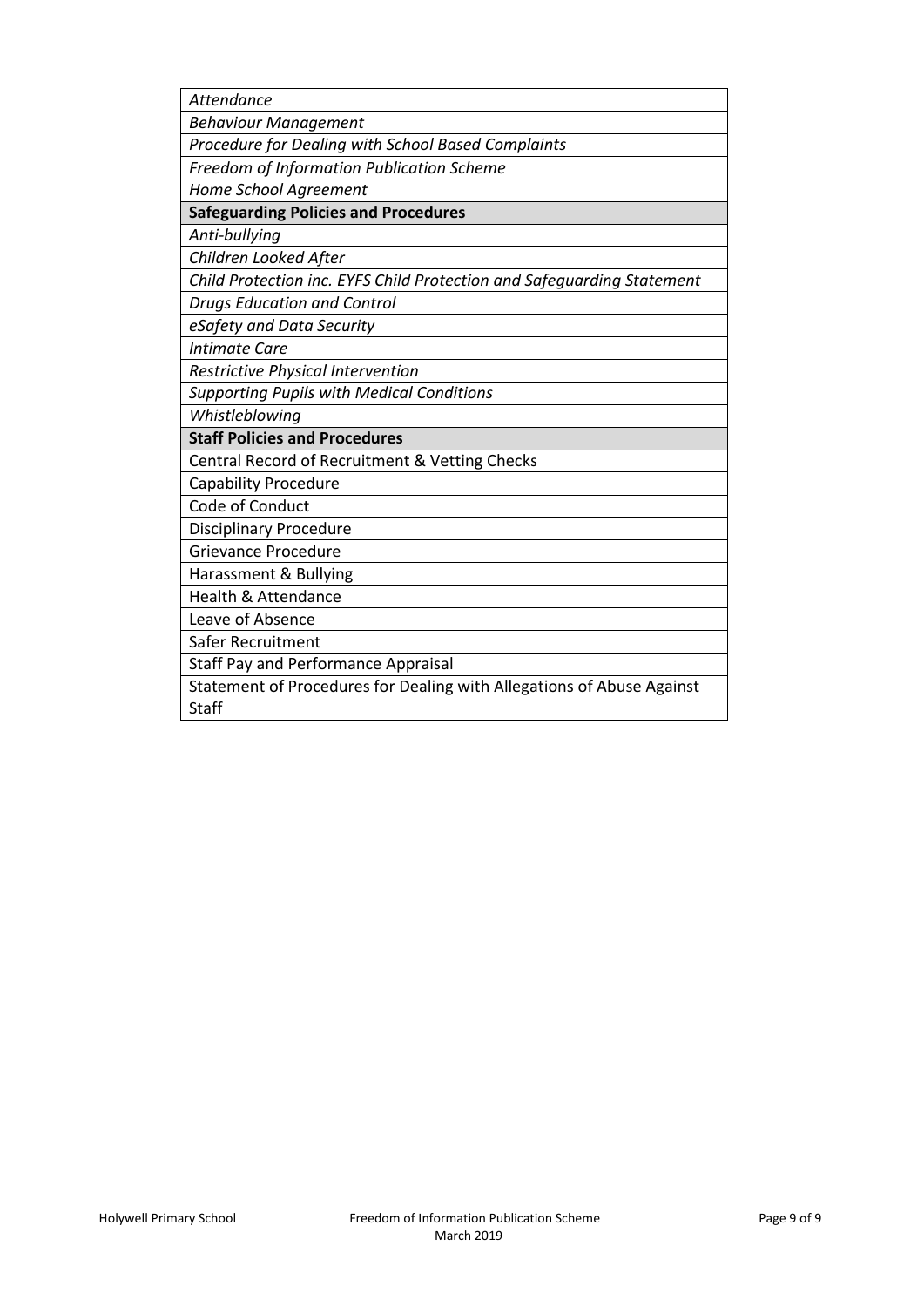| |
|---|
| *Attendance* |
| *Behaviour Management* |
| *Procedure for Dealing with School Based Complaints* |
| *Freedom of Information Publication Scheme* |
| *Home School Agreement* |
| **Safeguarding Policies and Procedures** |
| *Anti-bullying* |
| *Children Looked After* |
| *Child Protection inc. EYFS Child Protection and Safeguarding Statement* |
| *Drugs Education and Control* |
| *eSafety and Data Security* |
| *Intimate Care* |
| *Restrictive Physical Intervention* |
| *Supporting Pupils with Medical Conditions* |
| *Whistleblowing* |
| **Staff Policies and Procedures** |
| Central Record of Recruitment & Vetting Checks |
| Capability Procedure |
| Code of Conduct |
| Disciplinary Procedure |
| Grievance Procedure |
| Harassment & Bullying |
| Health & Attendance |
| Leave of Absence |
| Safer Recruitment |
| Staff Pay and Performance Appraisal |
| Statement of Procedures for Dealing with Allegations of Abuse Against Staff |